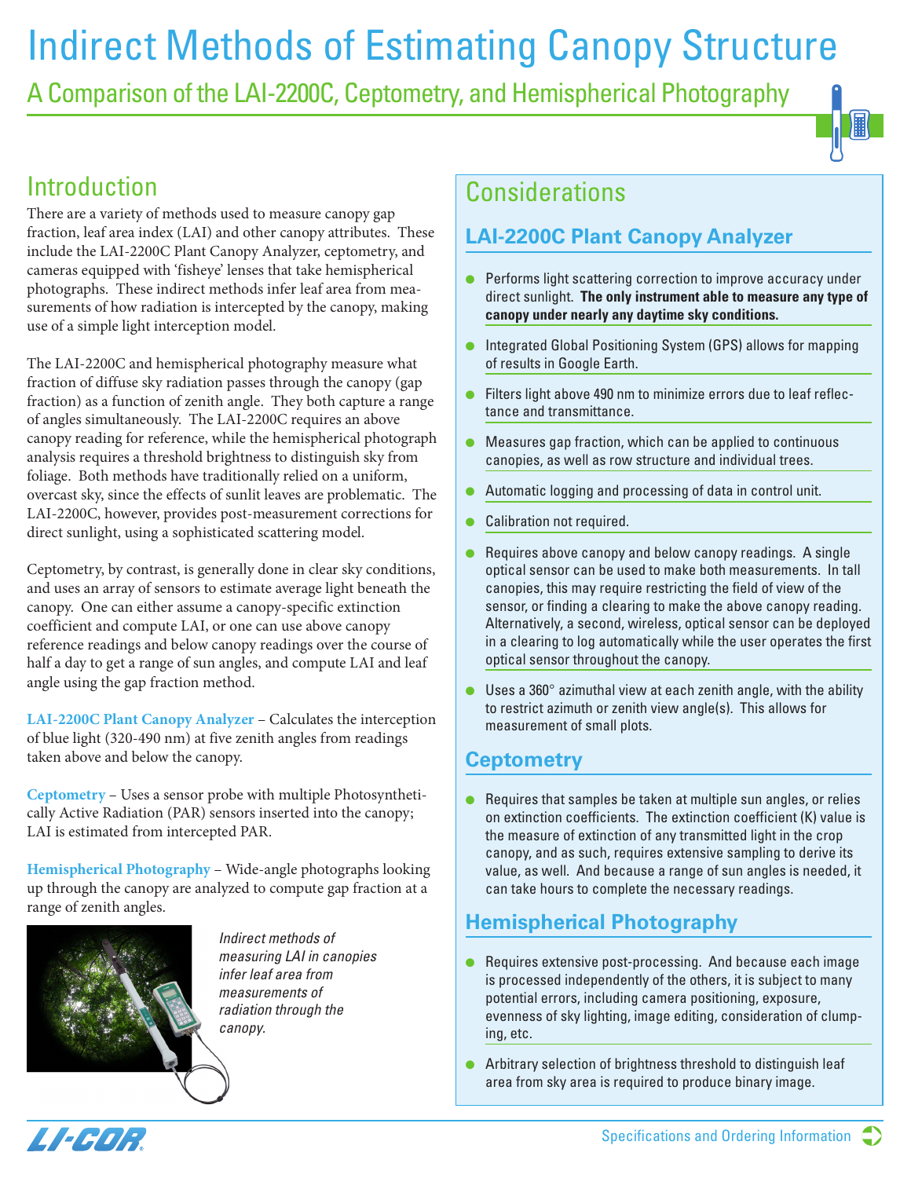# Indirect Methods of Estimating Canopy Structure

## A Comparison of the LAI-2200C, Ceptometry, and Hemispherical Photography

## Introduction

There are a variety of methods used to measure canopy gap fraction, leaf area index (LAI) and other canopy attributes. These include the LAI-2200C Plant Canopy Analyzer, ceptometry, and cameras equipped with 'fisheye' lenses that take hemispherical photographs. These indirect methods infer leaf area from measurements of how radiation is intercepted by the canopy, making use of a simple light interception model.

The LAI-2200C and hemispherical photography measure what fraction of diffuse sky radiation passes through the canopy (gap fraction) as a function of zenith angle. They both capture a range of angles simultaneously. The LAI-2200C requires an above canopy reading for reference, while the hemispherical photograph analysis requires a threshold brightness to distinguish sky from foliage. Both methods have traditionally relied on a uniform, overcast sky, since the effects of sunlit leaves are problematic. The LAI-2200C, however, provides post-measurement corrections for direct sunlight, using a sophisticated scattering model.

Ceptometry, by contrast, is generally done in clear sky conditions, and uses an array of sensors to estimate average light beneath the canopy. One can either assume a canopy-specific extinction coefficient and compute LAI, or one can use above canopy reference readings and below canopy readings over the course of half a day to get a range of sun angles, and compute LAI and leaf angle using the gap fraction method.

**LAI-2200C Plant Canopy Analyzer** – Calculates the interception of blue light (320-490 nm) at five zenith angles from readings taken above and below the canopy.

**Ceptometry** – Uses a sensor probe with multiple Photosynthetically Active Radiation (PAR) sensors inserted into the canopy; LAI is estimated from intercepted PAR.

**Hemispherical Photography** – Wide-angle photographs looking up through the canopy are analyzed to compute gap fraction at a range of zenith angles.

*Indirect methods of measuring LAI in canopies infer leaf area from measurements of radiation through the canopy.*

## Considerations

### LAI-2200C Plant Canopy Analyzer

- Performs light scattering correction to improve accuracy under direct sunlight. **The only instrument able to measure any type of canopy under nearly any daytime sky conditions.**
- Integrated Global Positioning System (GPS) allows for mapping of results in Google Earth.
- Filters light above 490 nm to minimize errors due to leaf reflectance and transmittance.
- Measures gap fraction, which can be applied to continuous canopies, as well as row structure and individual trees.
- Automatic logging and processing of data in control unit.
- Calibration not required.
- Requires above canopy and below canopy readings. A single optical sensor can be used to make both measurements. In tall canopies, this may require restricting the field of view of the sensor, or finding a clearing to make the above canopy reading. Alternatively, a second, wireless, optical sensor can be deployed in a clearing to log automatically while the user operates the first optical sensor throughout the canopy.
- Uses a 360° azimuthal view at each zenith angle, with the ability to restrict azimuth or zenith view angle(s). This allows for measurement of small plots.

### Ceptometry

- Requires that samples be taken at multiple sun angles, or relies on extinction coefficients. The extinction coefficient (K) value is the measure of extinction of any transmitted light in the crop canopy, and as such, requires extensive sampling to derive its value, as well. And because a range of sun angles is needed, it can take hours to complete the necessary readings.

### Hemispherical Photography

- Requires extensive post-processing. And because each image is processed independently of the others, it is subject to many potential errors, including camera positioning, exposure, evenness of sky lighting, image editing, consideration of clumping, etc.
- Arbitrary selection of brightness threshold to distinguish leaf area from sky area is required to produce binary image.

Specifications and Ordering Information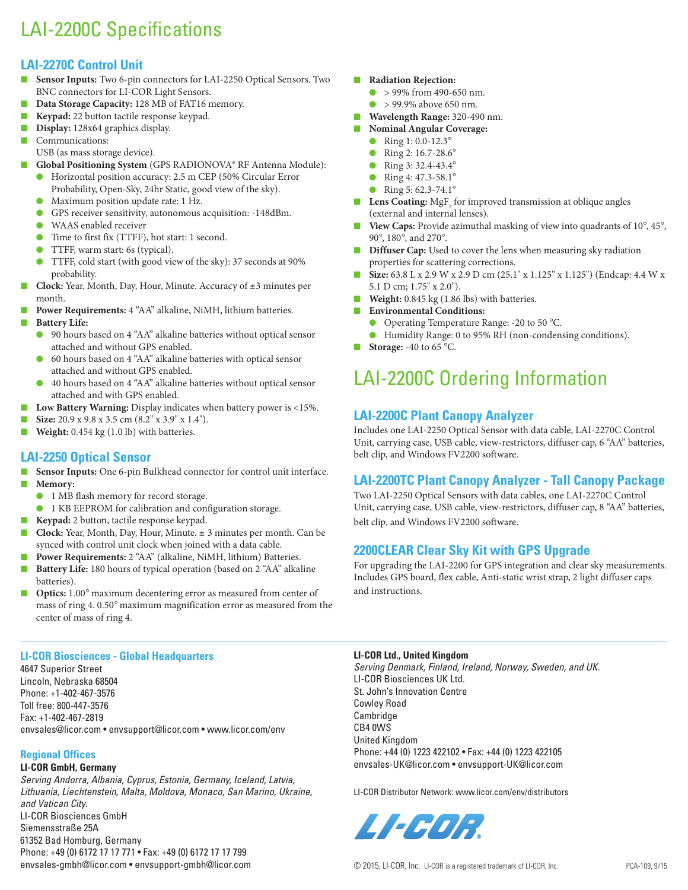# LAI-2200C Specifications

## LAI-2270C Control Unit

- **Sensor Inputs:** Two 6-pin connectors for LAI-2250 Optical Sensors. Two BNC connectors for LI-COR Light Sensors.
- **Data Storage Capacity:** 128 MB of FAT16 memory.
- **Keypad:** 22 button tactile response keypad.
- **Display:** 128x64 graphics display.
- Communications:
  USB (as mass storage device).
- **Global Positioning System** (GPS RADIONOVA® RF Antenna Module):
  - Horizontal position accuracy: 2.5 m CEP (50% Circular Error Probability, Open-Sky, 24hr Static, good view of the sky).
  - Maximum position update rate: 1 Hz.
  - GPS receiver sensitivity, autonomous acquisition: -148dBm.
  - WAAS enabled receiver
  - Time to first fix (TTFF), hot start: 1 second.
  - TTFF, warm start: 6s (typical).
  - TTFF, cold start (with good view of the sky): 37 seconds at 90% probability.
- **Clock:** Year, Month, Day, Hour, Minute. Accuracy of ±3 minutes per month.
- **Power Requirements:** 4 "AA" alkaline, NiMH, lithium batteries.
- **Battery Life:**
  - 90 hours based on 4 "AA" alkaline batteries without optical sensor attached and without GPS enabled.
  - 60 hours based on 4 "AA" alkaline batteries with optical sensor attached and without GPS enabled.
  - 40 hours based on 4 "AA" alkaline batteries without optical sensor attached and with GPS enabled.
- **Low Battery Warning:** Display indicates when battery power is <15%.
- **Size:** 20.9 x 9.8 x 3.5 cm (8.2" x 3.9" x 1.4").
- **Weight:** 0.454 kg (1.0 lb) with batteries.

## LAI-2250 Optical Sensor

- **Sensor Inputs:** One 6-pin Bulkhead connector for control unit interface.
- **Memory:**
  - 1 MB flash memory for record storage.
  - 1 KB EEPROM for calibration and configuration storage.
- **Keypad:** 2 button, tactile response keypad.
- **Clock:** Year, Month, Day, Hour, Minute. ± 3 minutes per month. Can be synced with control unit clock when joined with a data cable.
- **Power Requirements:** 2 "AA" (alkaline, NiMH, lithium) Batteries.
- **Battery Life:** 180 hours of typical operation (based on 2 "AA" alkaline batteries).
- **Optics:** 1.00° maximum decentering error as measured from center of mass of ring 4. 0.50° maximum magnification error as measured from the center of mass of ring 4.
- **Radiation Rejection:**
  - > 99% from 490-650 nm.
  - > 99.9% above 650 nm.
- **Wavelength Range:** 320-490 nm.
- **Nominal Angular Coverage:**
  - Ring 1: 0.0-12.3°
  - Ring 2: 16.7-28.6°
  - Ring 3: 32.4-43.4°
  - Ring 4: 47.3-58.1°
  - Ring 5: 62.3-74.1°
- **Lens Coating:** $MgF_2$ for improved transmission at oblique angles (external and internal lenses).
- **View Caps:** Provide azimuthal masking of view into quadrants of 10°, 45°, 90°, 180°, and 270°.
- **Diffuser Cap:** Used to cover the lens when measuring sky radiation properties for scattering corrections.
- **Size:** 63.8 L x 2.9 W x 2.9 D cm (25.1" x 1.125" x 1.125") (Endcap: 4.4 W x 5.1 D cm; 1.75" x 2.0").
- **Weight:** 0.845 kg (1.86 lbs) with batteries.
- **Environmental Conditions:**
  - Operating Temperature Range: -20 to 50 °C.
  - Humidity Range: 0 to 95% RH (non-condensing conditions).
- **Storage:** -40 to 65 °C.

# LAI-2200C Ordering Information

## LAI-2200C Plant Canopy Analyzer

Includes one LAI-2250 Optical Sensor with data cable, LAI-2270C Control Unit, carrying case, USB cable, view-restrictors, diffuser cap, 6 "AA" batteries, belt clip, and Windows FV2200 software.

## LAI-2200TC Plant Canopy Analyzer - Tall Canopy Package

Two LAI-2250 Optical Sensors with data cables, one LAI-2270C Control Unit, carrying case, USB cable, view-restrictors, diffuser cap, 8 "AA" batteries, belt clip, and Windows FV2200 software.

## 2200CLEAR Clear Sky Kit with GPS Upgrade

For upgrading the LAI-2200 for GPS integration and clear sky measurements. Includes GPS board, flex cable, Anti-static wrist strap, 2 light diffuser caps and instructions.

---

### LI-COR Biosciences - Global Headquarters

4647 Superior Street
Lincoln, Nebraska 68504
Phone: +1-402-467-3576
Toll free: 800-447-3576
Fax: +1-402-467-2819
envsales@licor.com • envsupport@licor.com • www.licor.com/env

### Regional Offices

**LI-COR GmbH, Germany**
*Serving Andorra, Albania, Cyprus, Estonia, Germany, Iceland, Latvia, Lithuania, Liechtenstein, Malta, Moldova, Monaco, San Marino, Ukraine, and Vatican City.*
LI-COR Biosciences GmbH
Siemensstraße 25A
61352 Bad Homburg, Germany
Phone: +49 (0) 6172 17 17 771 • Fax: +49 (0) 6172 17 17 799
envsales-gmbh@licor.com • envsupport-gmbh@licor.com

**LI-COR Ltd., United Kingdom**
*Serving Denmark, Finland, Ireland, Norway, Sweden, and UK.*
LI-COR Biosciences UK Ltd.
St. John's Innovation Centre
Cowley Road
Cambridge
CB4 0WS
United Kingdom
Phone: +44 (0) 1223 422102 • Fax: +44 (0) 1223 422105
envsales-UK@licor.com • envsupport-UK@licor.com

LI-COR Distributor Network: www.licor.com/env/distributors

LI-COR

© 2015, LI-COR, Inc. LI-COR is a registered trademark of LI-COR, Inc. PCA-109, 9/15